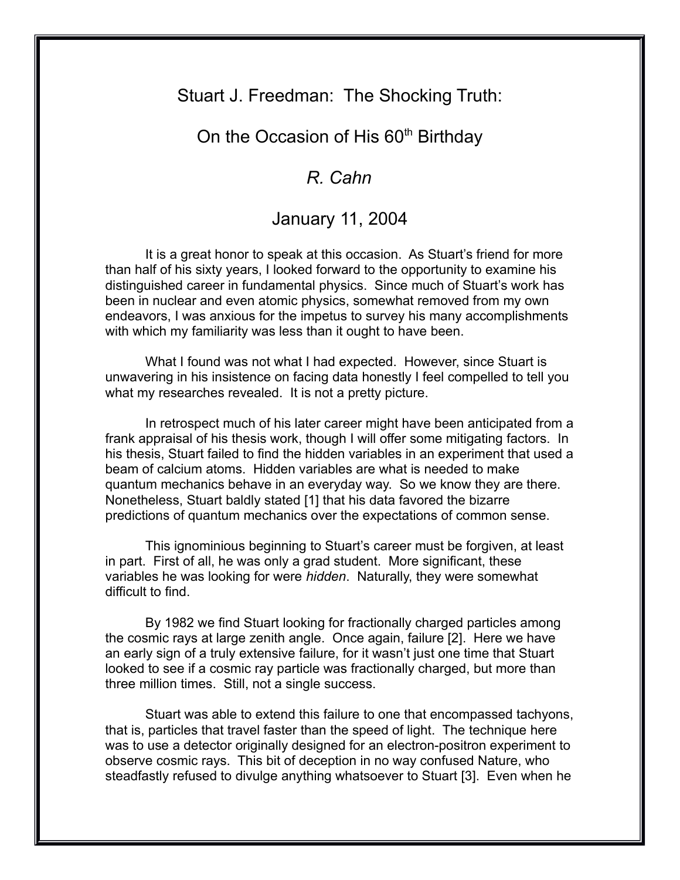# Stuart J. Freedman: The Shocking Truth:

## On the Occasion of His 60th Birthday

### *R. Cahn*

### January 11, 2004

It is a great honor to speak at this occasion. As Stuart's friend for more than half of his sixty years, I looked forward to the opportunity to examine his distinguished career in fundamental physics. Since much of Stuart's work has been in nuclear and even atomic physics, somewhat removed from my own endeavors, I was anxious for the impetus to survey his many accomplishments with which my familiarity was less than it ought to have been.

What I found was not what I had expected. However, since Stuart is unwavering in his insistence on facing data honestly I feel compelled to tell you what my researches revealed. It is not a pretty picture.

In retrospect much of his later career might have been anticipated from a frank appraisal of his thesis work, though I will offer some mitigating factors. In his thesis, Stuart failed to find the hidden variables in an experiment that used a beam of calcium atoms. Hidden variables are what is needed to make quantum mechanics behave in an everyday way. So we know they are there. Nonetheless, Stuart baldly stated [1] that his data favored the bizarre predictions of quantum mechanics over the expectations of common sense.

This ignominious beginning to Stuart's career must be forgiven, at least in part. First of all, he was only a grad student. More significant, these variables he was looking for were *hidden*. Naturally, they were somewhat difficult to find.

By 1982 we find Stuart looking for fractionally charged particles among the cosmic rays at large zenith angle. Once again, failure [2]. Here we have an early sign of a truly extensive failure, for it wasn't just one time that Stuart looked to see if a cosmic ray particle was fractionally charged, but more than three million times. Still, not a single success.

Stuart was able to extend this failure to one that encompassed tachyons, that is, particles that travel faster than the speed of light. The technique here was to use a detector originally designed for an electron-positron experiment to observe cosmic rays. This bit of deception in no way confused Nature, who steadfastly refused to divulge anything whatsoever to Stuart [3]. Even when he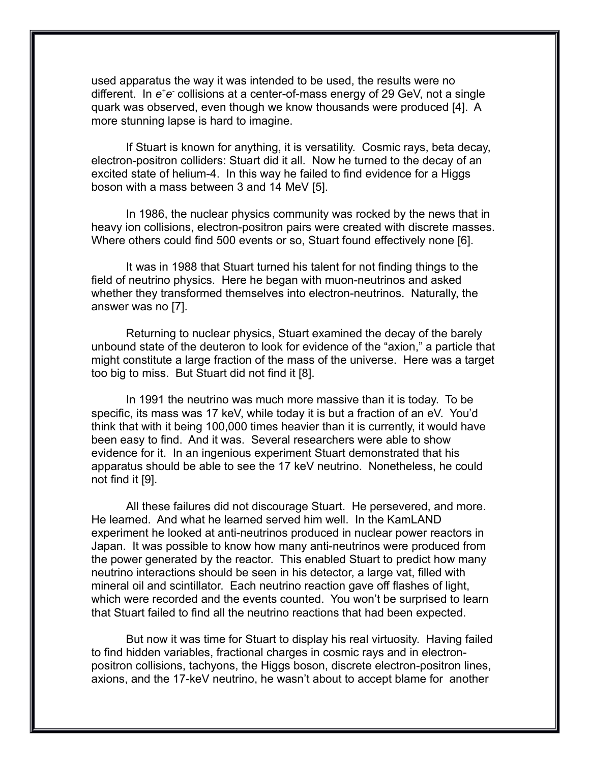used apparatus the way it was intended to be used, the results were no different. In $e^+e^-$ collisions at a center-of-mass energy of 29 GeV, not a single quark was observed, even though we know thousands were produced [4]. A more stunning lapse is hard to imagine.

If Stuart is known for anything, it is versatility. Cosmic rays, beta decay, electron-positron colliders: Stuart did it all. Now he turned to the decay of an excited state of helium-4. In this way he failed to find evidence for a Higgs boson with a mass between 3 and 14 MeV [5].

In 1986, the nuclear physics community was rocked by the news that in heavy ion collisions, electron-positron pairs were created with discrete masses. Where others could find 500 events or so, Stuart found effectively none [6].

It was in 1988 that Stuart turned his talent for not finding things to the field of neutrino physics. Here he began with muon-neutrinos and asked whether they transformed themselves into electron-neutrinos. Naturally, the answer was no [7].

Returning to nuclear physics, Stuart examined the decay of the barely unbound state of the deuteron to look for evidence of the "axion," a particle that might constitute a large fraction of the mass of the universe. Here was a target too big to miss. But Stuart did not find it [8].

In 1991 the neutrino was much more massive than it is today. To be specific, its mass was 17 keV, while today it is but a fraction of an eV. You'd think that with it being 100,000 times heavier than it is currently, it would have been easy to find. And it was. Several researchers were able to show evidence for it. In an ingenious experiment Stuart demonstrated that his apparatus should be able to see the 17 keV neutrino. Nonetheless, he could not find it [9].

All these failures did not discourage Stuart. He persevered, and more. He learned. And what he learned served him well. In the KamLAND experiment he looked at anti-neutrinos produced in nuclear power reactors in Japan. It was possible to know how many anti-neutrinos were produced from the power generated by the reactor. This enabled Stuart to predict how many neutrino interactions should be seen in his detector, a large vat, filled with mineral oil and scintillator. Each neutrino reaction gave off flashes of light, which were recorded and the events counted. You won't be surprised to learn that Stuart failed to find all the neutrino reactions that had been expected.

But now it was time for Stuart to display his real virtuosity. Having failed to find hidden variables, fractional charges in cosmic rays and in electron-positron collisions, tachyons, the Higgs boson, discrete electron-positron lines, axions, and the 17-keV neutrino, he wasn't about to accept blame for another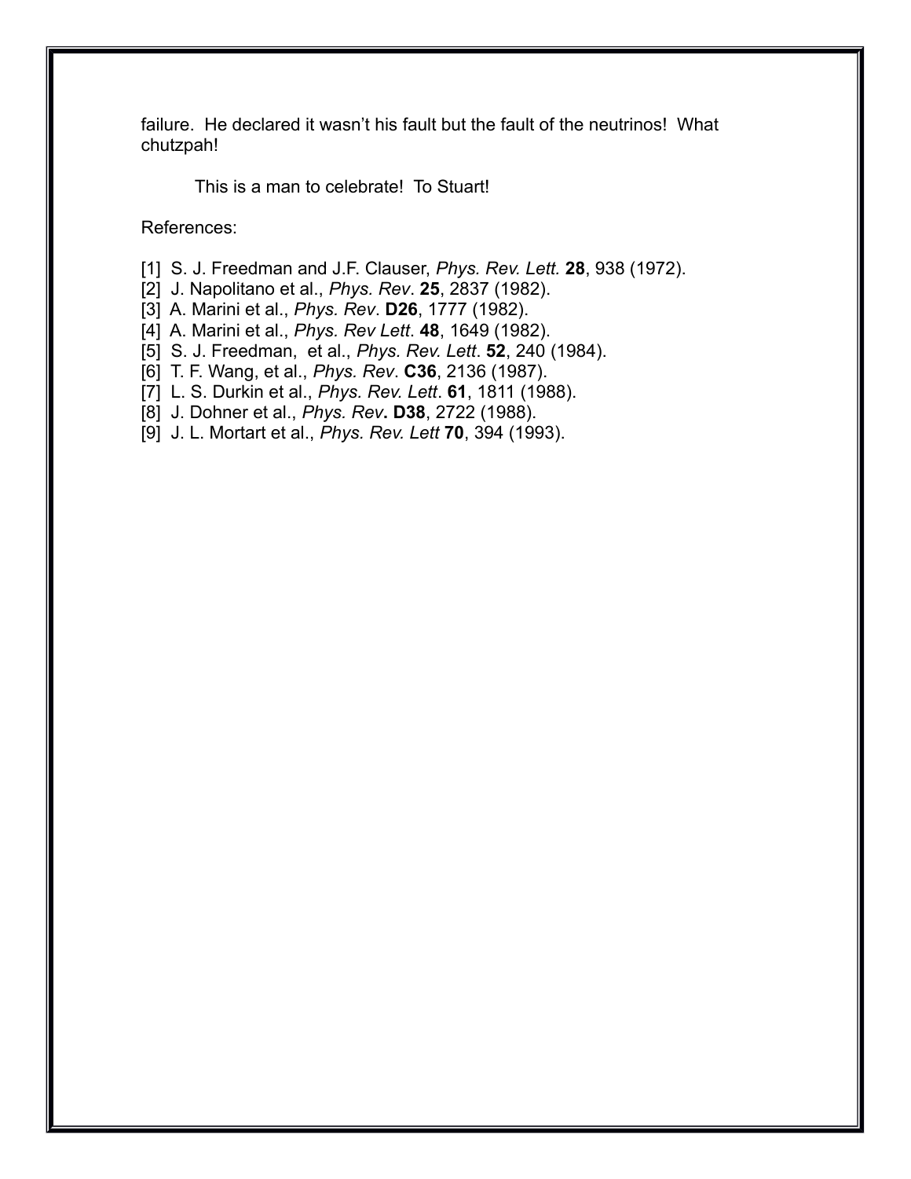failure. He declared it wasn't his fault but the fault of the neutrinos! What chutzpah!

This is a man to celebrate! To Stuart!

References:

[1] S. J. Freedman and J.F. Clauser, *Phys. Rev. Lett.* **28**, 938 (1972).
[2] J. Napolitano et al., *Phys. Rev*. **25**, 2837 (1982).
[3] A. Marini et al., *Phys. Rev*. **D26**, 1777 (1982).
[4] A. Marini et al., *Phys. Rev Lett*. **48**, 1649 (1982).
[5] S. J. Freedman, et al., *Phys. Rev. Lett*. **52**, 240 (1984).
[6] T. F. Wang, et al., *Phys. Rev*. **C36**, 2136 (1987).
[7] L. S. Durkin et al., *Phys. Rev. Lett*. **61**, 1811 (1988).
[8] J. Dohner et al., *Phys. Rev***. D38**, 2722 (1988).
[9] J. L. Mortart et al., *Phys. Rev. Lett* **70**, 394 (1993).